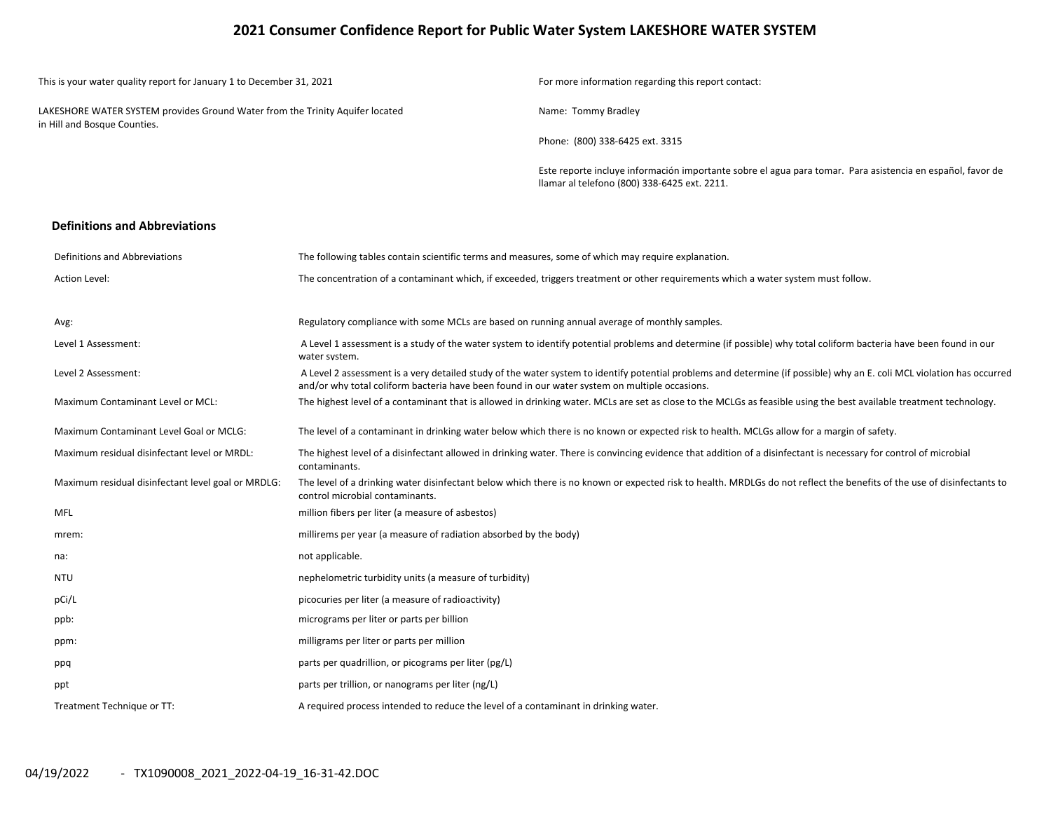# 2021 Consumer Confidence Report for Public Water System LAKESHORE WATER SYSTEM

This is your water quality report for January 1 to December 31, 2021

LAKESHORE WATER SYSTEM provides Ground Water from the Trinity Aquifer located in Hill and Bosque Counties.

For more information regarding this report contact:

Name: Tommy Bradley

Phone: (800) 338-6425 ext. 3315

Este reporte incluye información importante sobre el agua para tomar. Para asistencia en español, favor de llamar al telefono (800) 338-6425 ext. 2211.

## Definitions and Abbreviations

| | |
|---|---|
| Definitions and Abbreviations | The following tables contain scientific terms and measures, some of which may require explanation. |
| Action Level: | The concentration of a contaminant which, if exceeded, triggers treatment or other requirements which a water system must follow. |
| Avg: | Regulatory compliance with some MCLs are based on running annual average of monthly samples. |
| Level 1 Assessment: | A Level 1 assessment is a study of the water system to identify potential problems and determine (if possible) why total coliform bacteria have been found in our water system. |
| Level 2 Assessment: | A Level 2 assessment is a very detailed study of the water system to identify potential problems and determine (if possible) why an E. coli MCL violation has occurred and/or why total coliform bacteria have been found in our water system on multiple occasions. |
| Maximum Contaminant Level or MCL: | The highest level of a contaminant that is allowed in drinking water. MCLs are set as close to the MCLGs as feasible using the best available treatment technology. |
| Maximum Contaminant Level Goal or MCLG: | The level of a contaminant in drinking water below which there is no known or expected risk to health. MCLGs allow for a margin of safety. |
| Maximum residual disinfectant level or MRDL: | The highest level of a disinfectant allowed in drinking water. There is convincing evidence that addition of a disinfectant is necessary for control of microbial contaminants. |
| Maximum residual disinfectant level goal or MRDLG: | The level of a drinking water disinfectant below which there is no known or expected risk to health. MRDLGs do not reflect the benefits of the use of disinfectants to control microbial contaminants. |
| MFL | million fibers per liter (a measure of asbestos) |
| mrem: | millirems per year (a measure of radiation absorbed by the body) |
| na: | not applicable. |
| NTU | nephelometric turbidity units (a measure of turbidity) |
| pCi/L | picocuries per liter (a measure of radioactivity) |
| ppb: | micrograms per liter or parts per billion |
| ppm: | milligrams per liter or parts per million |
| ppq | parts per quadrillion, or picograms per liter (pg/L) |
| ppt | parts per trillion, or nanograms per liter (ng/L) |
| Treatment Technique or TT: | A required process intended to reduce the level of a contaminant in drinking water. |

04/19/2022 - TX1090008_2021_2022-04-19_16-31-42.DOC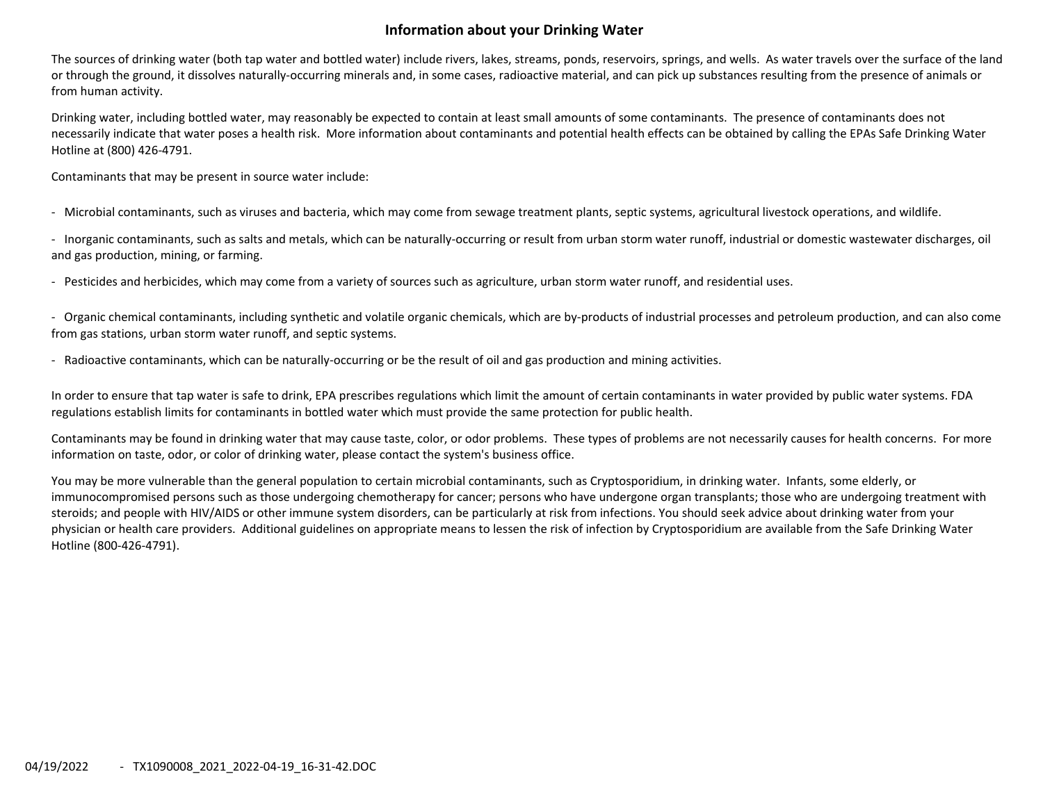## Information about your Drinking Water

The sources of drinking water (both tap water and bottled water) include rivers, lakes, streams, ponds, reservoirs, springs, and wells. As water travels over the surface of the land or through the ground, it dissolves naturally-occurring minerals and, in some cases, radioactive material, and can pick up substances resulting from the presence of animals or from human activity.

Drinking water, including bottled water, may reasonably be expected to contain at least small amounts of some contaminants. The presence of contaminants does not necessarily indicate that water poses a health risk. More information about contaminants and potential health effects can be obtained by calling the EPAs Safe Drinking Water Hotline at (800) 426-4791.

Contaminants that may be present in source water include:

- Microbial contaminants, such as viruses and bacteria, which may come from sewage treatment plants, septic systems, agricultural livestock operations, and wildlife.
- Inorganic contaminants, such as salts and metals, which can be naturally-occurring or result from urban storm water runoff, industrial or domestic wastewater discharges, oil and gas production, mining, or farming.
- Pesticides and herbicides, which may come from a variety of sources such as agriculture, urban storm water runoff, and residential uses.
- Organic chemical contaminants, including synthetic and volatile organic chemicals, which are by-products of industrial processes and petroleum production, and can also come from gas stations, urban storm water runoff, and septic systems.
- Radioactive contaminants, which can be naturally-occurring or be the result of oil and gas production and mining activities.

In order to ensure that tap water is safe to drink, EPA prescribes regulations which limit the amount of certain contaminants in water provided by public water systems. FDA regulations establish limits for contaminants in bottled water which must provide the same protection for public health.

Contaminants may be found in drinking water that may cause taste, color, or odor problems. These types of problems are not necessarily causes for health concerns. For more information on taste, odor, or color of drinking water, please contact the system's business office.

You may be more vulnerable than the general population to certain microbial contaminants, such as Cryptosporidium, in drinking water. Infants, some elderly, or immunocompromised persons such as those undergoing chemotherapy for cancer; persons who have undergone organ transplants; those who are undergoing treatment with steroids; and people with HIV/AIDS or other immune system disorders, can be particularly at risk from infections. You should seek advice about drinking water from your physician or health care providers. Additional guidelines on appropriate means to lessen the risk of infection by Cryptosporidium are available from the Safe Drinking Water Hotline (800-426-4791).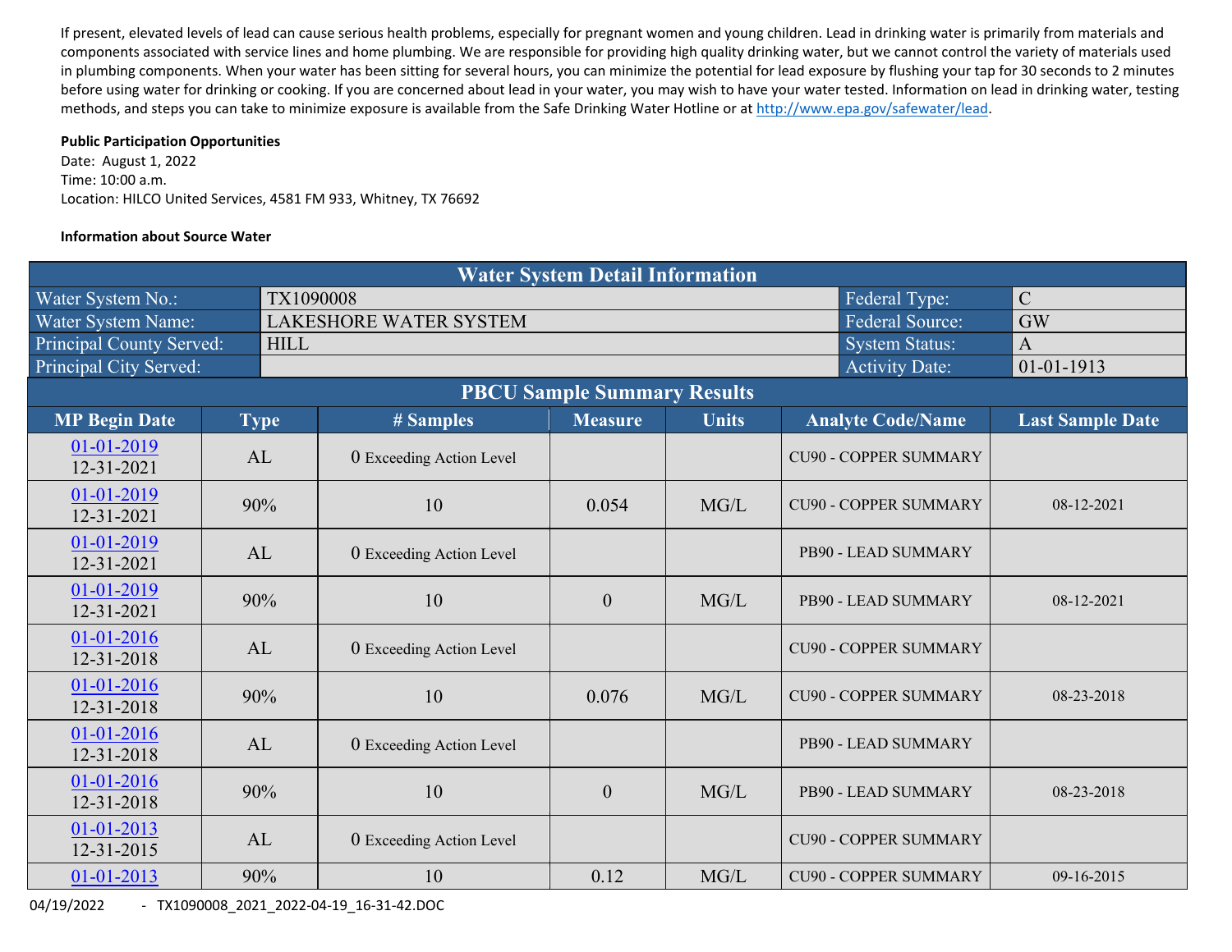If present, elevated levels of lead can cause serious health problems, especially for pregnant women and young children. Lead in drinking water is primarily from materials and components associated with service lines and home plumbing. We are responsible for providing high quality drinking water, but we cannot control the variety of materials used in plumbing components. When your water has been sitting for several hours, you can minimize the potential for lead exposure by flushing your tap for 30 seconds to 2 minutes before using water for drinking or cooking. If you are concerned about lead in your water, you may wish to have your water tested. Information on lead in drinking water, testing methods, and steps you can take to minimize exposure is available from the Safe Drinking Water Hotline or at http://www.epa.gov/safewater/lead.

**Public Participation Opportunities**

Date: August 1, 2022
Time: 10:00 a.m.
Location: HILCO United Services, 4581 FM 933, Whitney, TX 76692

**Information about Source Water**

| Water System Detail Information | | | |
|---|---|---|---|
| Water System No.: | TX1090008 | Federal Type: | C |
| Water System Name: | LAKESHORE WATER SYSTEM | Federal Source: | GW |
| Principal County Served: | HILL | System Status: | A |
| Principal City Served: | | Activity Date: | 01-01-1913 |

**PBCU Sample Summary Results**

| MP Begin Date | Type | # Samples | Measure | Units | Analyte Code/Name | Last Sample Date |
|---|---|---|---|---|---|---|
| 01-01-2019 12-31-2021 | AL | 0 Exceeding Action Level | | | CU90 - COPPER SUMMARY | |
| 01-01-2019 12-31-2021 | 90% | 10 | 0.054 | MG/L | CU90 - COPPER SUMMARY | 08-12-2021 |
| 01-01-2019 12-31-2021 | AL | 0 Exceeding Action Level | | | PB90 - LEAD SUMMARY | |
| 01-01-2019 12-31-2021 | 90% | 10 | 0 | MG/L | PB90 - LEAD SUMMARY | 08-12-2021 |
| 01-01-2016 12-31-2018 | AL | 0 Exceeding Action Level | | | CU90 - COPPER SUMMARY | |
| 01-01-2016 12-31-2018 | 90% | 10 | 0.076 | MG/L | CU90 - COPPER SUMMARY | 08-23-2018 |
| 01-01-2016 12-31-2018 | AL | 0 Exceeding Action Level | | | PB90 - LEAD SUMMARY | |
| 01-01-2016 12-31-2018 | 90% | 10 | 0 | MG/L | PB90 - LEAD SUMMARY | 08-23-2018 |
| 01-01-2013 12-31-2015 | AL | 0 Exceeding Action Level | | | CU90 - COPPER SUMMARY | |
| 01-01-2013 | 90% | 10 | 0.12 | MG/L | CU90 - COPPER SUMMARY | 09-16-2015 |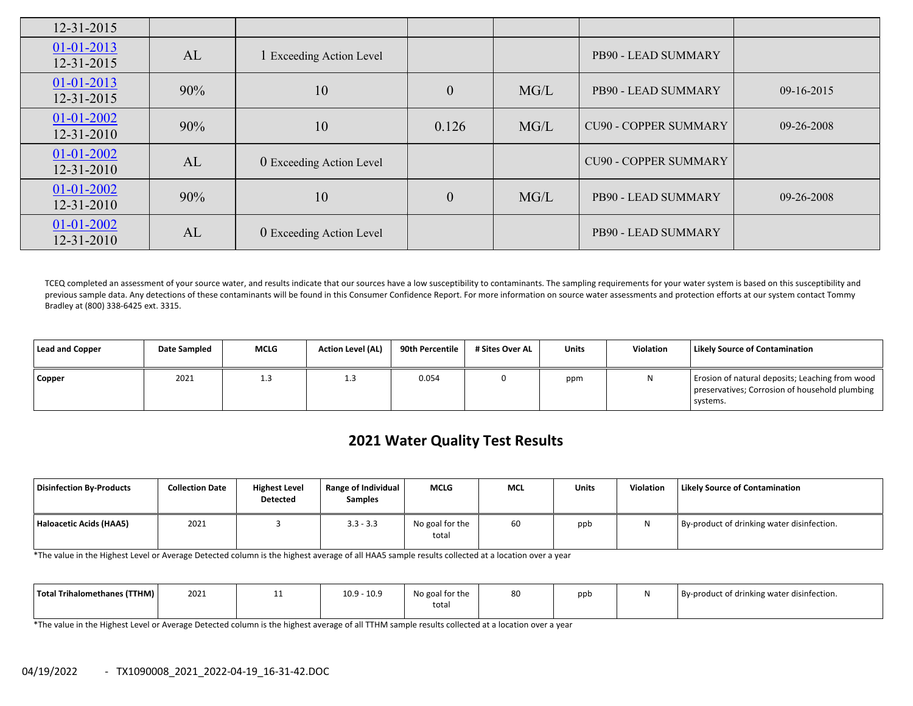| | | | | | | |
|---|---|---|---|---|---|---|
| 12-31-2015 | | | | | | |
| 01-01-2013 12-31-2015 | AL | 1 Exceeding Action Level | | | PB90 - LEAD SUMMARY | |
| 01-01-2013 12-31-2015 | 90% | 10 | 0 | MG/L | PB90 - LEAD SUMMARY | 09-16-2015 |
| 01-01-2002 12-31-2010 | 90% | 10 | 0.126 | MG/L | CU90 - COPPER SUMMARY | 09-26-2008 |
| 01-01-2002 12-31-2010 | AL | 0 Exceeding Action Level | | | CU90 - COPPER SUMMARY | |
| 01-01-2002 12-31-2010 | 90% | 10 | 0 | MG/L | PB90 - LEAD SUMMARY | 09-26-2008 |
| 01-01-2002 12-31-2010 | AL | 0 Exceeding Action Level | | | PB90 - LEAD SUMMARY | |

TCEQ completed an assessment of your source water, and results indicate that our sources have a low susceptibility to contaminants. The sampling requirements for your water system is based on this susceptibility and previous sample data. Any detections of these contaminants will be found in this Consumer Confidence Report. For more information on source water assessments and protection efforts at our system contact Tommy Bradley at (800) 338-6425 ext. 3315.

| Lead and Copper | Date Sampled | MCLG | Action Level (AL) | 90th Percentile | # Sites Over AL | Units | Violation | Likely Source of Contamination |
|---|---|---|---|---|---|---|---|---|
| **Copper** | 2021 | 1.3 | 1.3 | 0.054 | 0 | ppm | N | Erosion of natural deposits; Leaching from wood preservatives; Corrosion of household plumbing systems. |

## 2021 Water Quality Test Results

| Disinfection By-Products | Collection Date | Highest Level Detected | Range of Individual Samples | MCLG | MCL | Units | Violation | Likely Source of Contamination |
|---|---|---|---|---|---|---|---|---|
| **Haloacetic Acids (HAA5)** | 2021 | 3 | 3.3 - 3.3 | No goal for the total | 60 | ppb | N | By-product of drinking water disinfection. |

*The value in the Highest Level or Average Detected column is the highest average of all HAA5 sample results collected at a location over a year

| Disinfection By-Products | Collection Date | Highest Level Detected | Range of Individual Samples | MCLG | MCL | Units | Violation | Likely Source of Contamination |
|---|---|---|---|---|---|---|---|---|
| **Total Trihalomethanes (TTHM)** | 2021 | 11 | 10.9 - 10.9 | No goal for the total | 80 | ppb | N | By-product of drinking water disinfection. |

*The value in the Highest Level or Average Detected column is the highest average of all TTHM sample results collected at a location over a year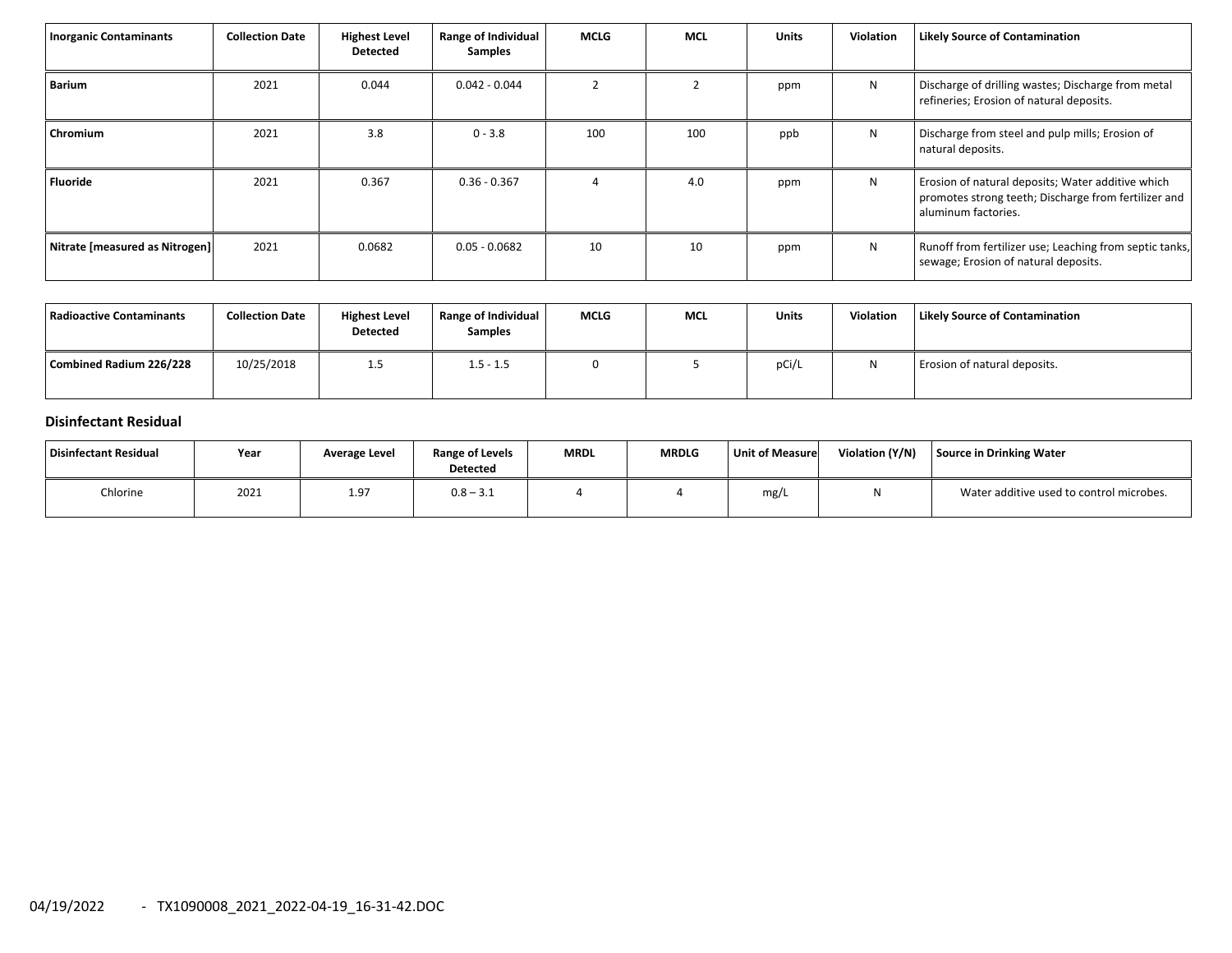| Inorganic Contaminants | Collection Date | Highest Level Detected | Range of Individual Samples | MCLG | MCL | Units | Violation | Likely Source of Contamination |
|---|---|---|---|---|---|---|---|---|
| Barium | 2021 | 0.044 | 0.042 - 0.044 | 2 | 2 | ppm | N | Discharge of drilling wastes; Discharge from metal refineries; Erosion of natural deposits. |
| Chromium | 2021 | 3.8 | 0 - 3.8 | 100 | 100 | ppb | N | Discharge from steel and pulp mills; Erosion of natural deposits. |
| Fluoride | 2021 | 0.367 | 0.36 - 0.367 | 4 | 4.0 | ppm | N | Erosion of natural deposits; Water additive which promotes strong teeth; Discharge from fertilizer and aluminum factories. |
| Nitrate [measured as Nitrogen] | 2021 | 0.0682 | 0.05 - 0.0682 | 10 | 10 | ppm | N | Runoff from fertilizer use; Leaching from septic tanks, sewage; Erosion of natural deposits. |

| Radioactive Contaminants | Collection Date | Highest Level Detected | Range of Individual Samples | MCLG | MCL | Units | Violation | Likely Source of Contamination |
|---|---|---|---|---|---|---|---|---|
| Combined Radium 226/228 | 10/25/2018 | 1.5 | 1.5 - 1.5 | 0 | 5 | pCi/L | N | Erosion of natural deposits. |

### Disinfectant Residual

| Disinfectant Residual | Year | Average Level | Range of Levels Detected | MRDL | MRDLG | Unit of Measure | Violation (Y/N) | Source in Drinking Water |
|---|---|---|---|---|---|---|---|---|
| Chlorine | 2021 | 1.97 | 0.8 – 3.1 | 4 | 4 | mg/L | N | Water additive used to control microbes. |